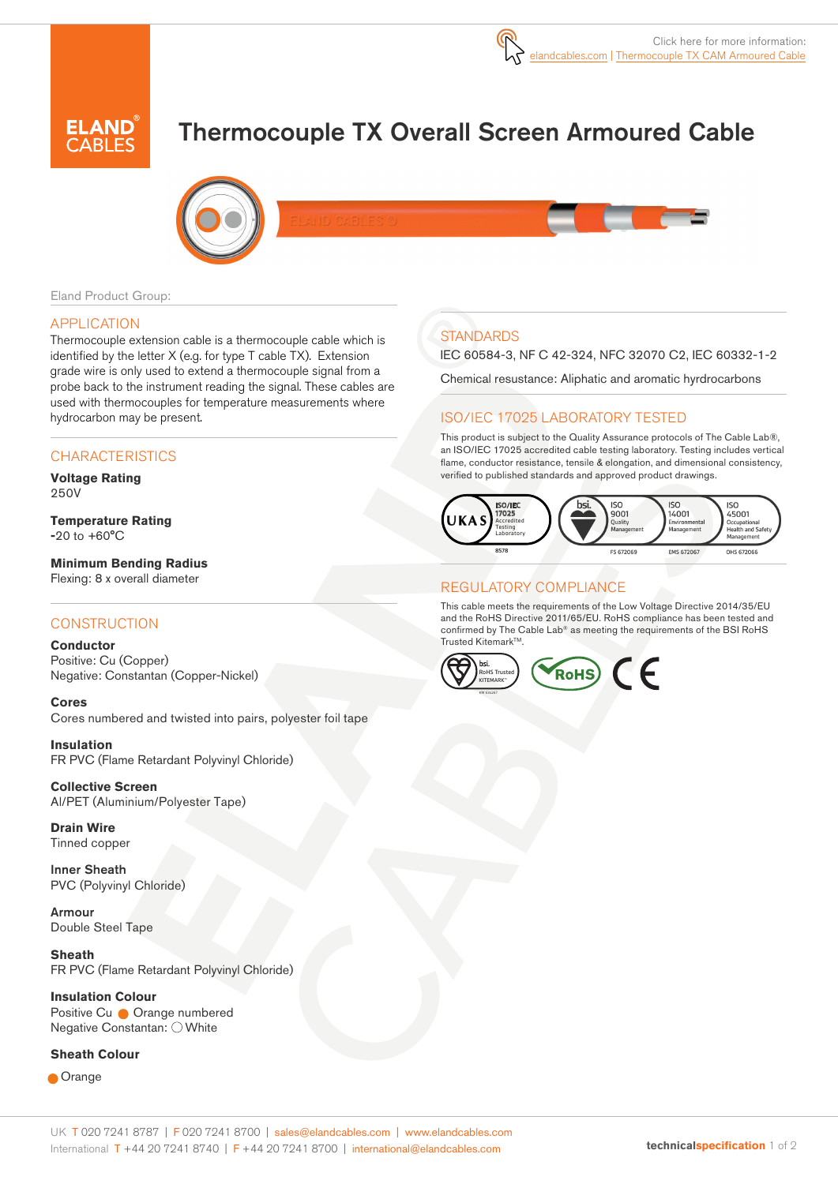Click here for more information: elandcables.com | Thermocouple TX CAM Armoured Cable

# Thermocouple TX Overall Screen Armoured Cable

Eland Product Group:

## APPLICATION

Thermocouple extension cable is a thermocouple cable which is identified by the letter X (e.g. for type T cable TX). Extension grade wire is only used to extend a thermocouple signal from a probe back to the instrument reading the signal. These cables are used with thermocouples for temperature measurements where hydrocarbon may be present.

## CHARACTERISTICS

**Voltage Rating**
250V

**Temperature Rating**
-20 to +60°C

**Minimum Bending Radius**
Flexing: 8 x overall diameter

## CONSTRUCTION

**Conductor**
Positive: Cu (Copper)
Negative: Constantan (Copper-Nickel)

**Cores**
Cores numbered and twisted into pairs, polyester foil tape

**Insulation**
FR PVC (Flame Retardant Polyvinyl Chloride)

**Collective Screen**
Al/PET (Aluminium/Polyester Tape)

**Drain Wire**
Tinned copper

**Inner Sheath**
PVC (Polyvinyl Chloride)

**Armour**
Double Steel Tape

**Sheath**
FR PVC (Flame Retardant Polyvinyl Chloride)

**Insulation Colour**
Positive Cu ● Orange numbered
Negative Constantan: ○ White

**Sheath Colour**
● Orange

## STANDARDS

IEC 60584-3, NF C 42-324, NFC 32070 C2, IEC 60332-1-2

Chemical resustance: Aliphatic and aromatic hyrdrocarbons

## ISO/IEC 17025 LABORATORY TESTED

This product is subject to the Quality Assurance protocols of The Cable Lab®, an ISO/IEC 17025 accredited cable testing laboratory. Testing includes vertical flame, conductor resistance, tensile & elongation, and dimensional consistency, verified to published standards and approved product drawings.

UKAS ISO/IEC 17025 Accredited Testing Laboratory 8578 | bsi. ISO 9001 Quality Management FS 672069 | ISO 14001 Environmental Management EMS 672067 | ISO 45001 Occupational Health and Safety Management OHS 672066

## REGULATORY COMPLIANCE

This cable meets the requirements of the Low Voltage Directive 2014/35/EU and the RoHS Directive 2011/65/EU. RoHS compliance has been tested and confirmed by The Cable Lab® as meeting the requirements of the BSI RoHS Trusted Kitemark™.

bsi. RoHS Trusted KITEMARK™ | RoHS | CE

UK T 020 7241 8787 | F 020 7241 8700 | sales@elandcables.com | www.elandcables.com
International T +44 20 7241 8740 | F +44 20 7241 8700 | international@elandcables.com

technicalspecification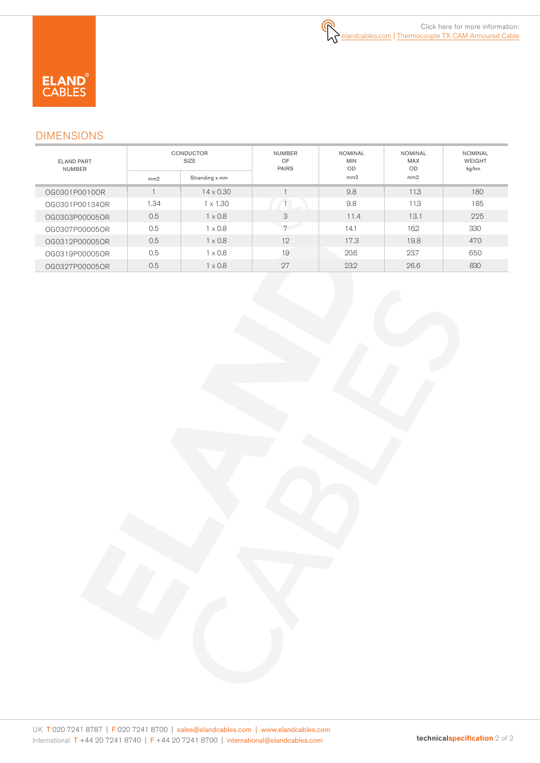Click here for more information: elandcables.com | Thermocouple TX CAM Armoured Cable

## DIMENSIONS

| ELAND PART NUMBER | CONDUCTOR SIZE | | NUMBER OF PAIRS | NOMINAL MIN OD | NOMINAL MAX OD | NOMINAL WEIGHT kg/km |
|---|---|---|---|---|---|---|
| | mm2 | Stranding x mm | | mm2 | mm2 | |
| OG0301P00100OR | 1 | 14 x 0.30 | 1 | 9.8 | 11.3 | 180 |
| OG0301P00134OR | 1.34 | 1 x 1.30 | 1 | 9.8 | 11.3 | 185 |
| OG0303P00005OR | 0.5 | 1 x 0.8 | 3 | 11.4 | 13.1 | 225 |
| OG0307P00005OR | 0.5 | 1 x 0.8 | 7 | 14.1 | 16.2 | 330 |
| OG0312P00005OR | 0.5 | 1 x 0.8 | 12 | 17.3 | 19.8 | 470 |
| OG0319P00005OR | 0.5 | 1 x 0.8 | 19 | 20.6 | 23.7 | 650 |
| OG0327P00005OR | 0.5 | 1 x 0.8 | 27 | 23.2 | 26.6 | 830 |

UK T 020 7241 8787 | F 020 7241 8700 | sales@elandcables.com | www.elandcables.com
International T +44 20 7241 8740 | F +44 20 7241 8700 | international@elandcables.com

**technicalspecification**